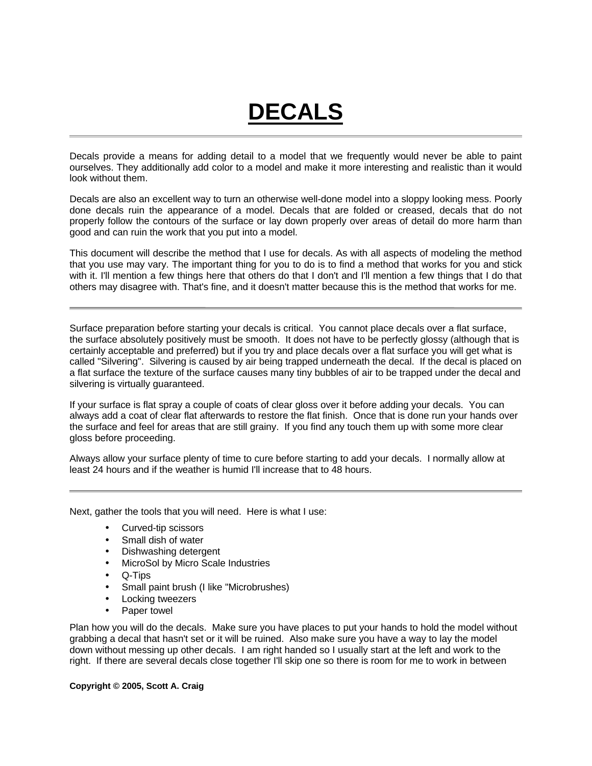# DECALS

---

Decals provide a means for adding detail to a model that we frequently would never be able to paint ourselves. They additionally add color to a model and make it more interesting and realistic than it would look without them.

Decals are also an excellent way to turn an otherwise well-done model into a sloppy looking mess. Poorly done decals ruin the appearance of a model. Decals that are folded or creased, decals that do not properly follow the contours of the surface or lay down properly over areas of detail do more harm than good and can ruin the work that you put into a model.

This document will describe the method that I use for decals. As with all aspects of modeling the method that you use may vary. The important thing for you to do is to find a method that works for you and stick with it. I'll mention a few things here that others do that I don't and I'll mention a few things that I do that others may disagree with. That's fine, and it doesn't matter because this is the method that works for me.

---

Surface preparation before starting your decals is critical. You cannot place decals over a flat surface, the surface absolutely positively must be smooth. It does not have to be perfectly glossy (although that is certainly acceptable and preferred) but if you try and place decals over a flat surface you will get what is called "Silvering". Silvering is caused by air being trapped underneath the decal. If the decal is placed on a flat surface the texture of the surface causes many tiny bubbles of air to be trapped under the decal and silvering is virtually guaranteed.

If your surface is flat spray a couple of coats of clear gloss over it before adding your decals. You can always add a coat of clear flat afterwards to restore the flat finish. Once that is done run your hands over the surface and feel for areas that are still grainy. If you find any touch them up with some more clear gloss before proceeding.

Always allow your surface plenty of time to cure before starting to add your decals. I normally allow at least 24 hours and if the weather is humid I'll increase that to 48 hours.

---

Next, gather the tools that you will need. Here is what I use:

- Curved-tip scissors
- Small dish of water
- Dishwashing detergent
- MicroSol by Micro Scale Industries
- Q-Tips
- Small paint brush (I like "Microbrushes)
- Locking tweezers
- Paper towel

Plan how you will do the decals. Make sure you have places to put your hands to hold the model without grabbing a decal that hasn't set or it will be ruined. Also make sure you have a way to lay the model down without messing up other decals. I am right handed so I usually start at the left and work to the right. If there are several decals close together I'll skip one so there is room for me to work in between

**Copyright © 2005, Scott A. Craig**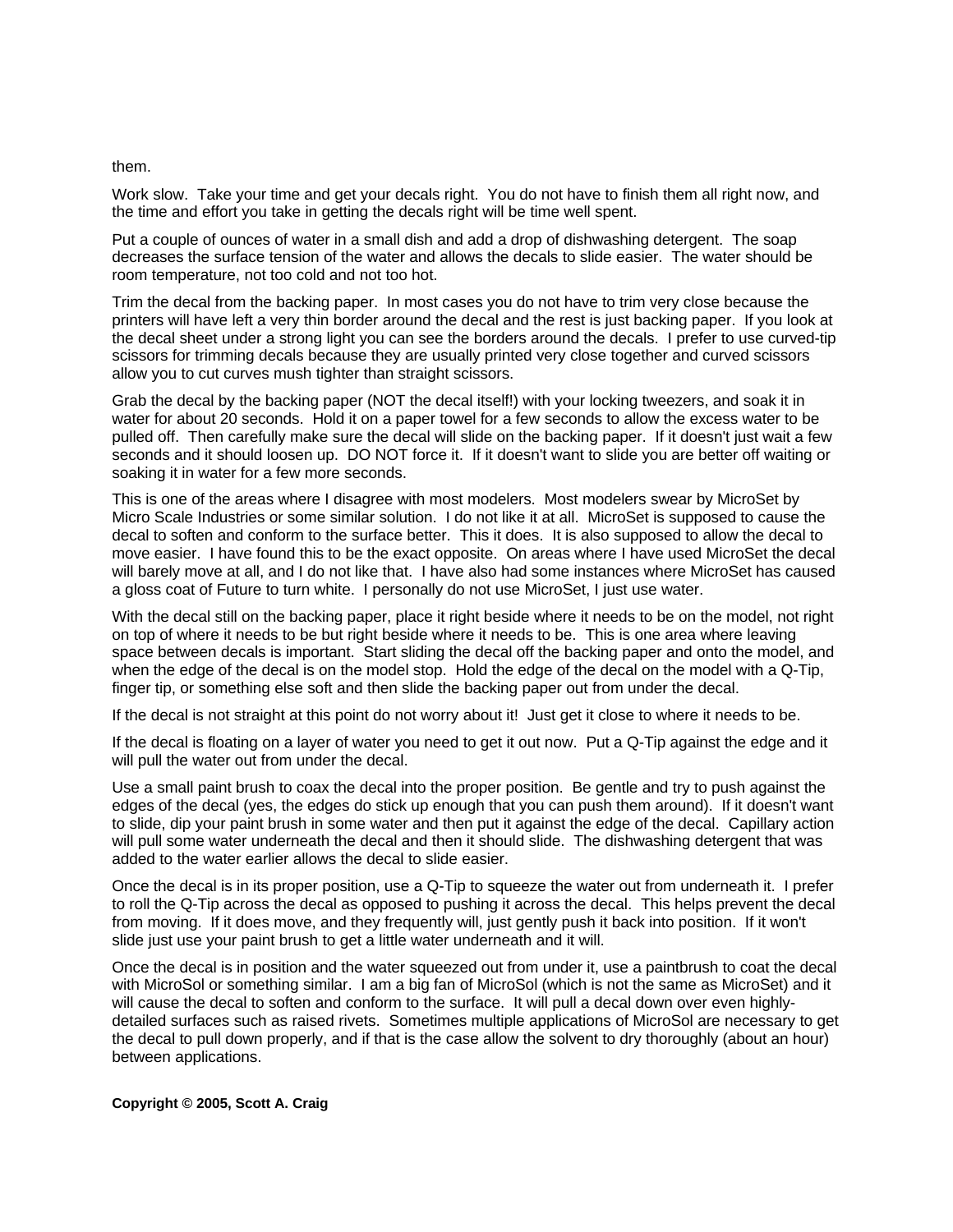them.

Work slow. Take your time and get your decals right. You do not have to finish them all right now, and the time and effort you take in getting the decals right will be time well spent.

Put a couple of ounces of water in a small dish and add a drop of dishwashing detergent. The soap decreases the surface tension of the water and allows the decals to slide easier. The water should be room temperature, not too cold and not too hot.

Trim the decal from the backing paper. In most cases you do not have to trim very close because the printers will have left a very thin border around the decal and the rest is just backing paper. If you look at the decal sheet under a strong light you can see the borders around the decals. I prefer to use curved-tip scissors for trimming decals because they are usually printed very close together and curved scissors allow you to cut curves mush tighter than straight scissors.

Grab the decal by the backing paper (NOT the decal itself!) with your locking tweezers, and soak it in water for about 20 seconds. Hold it on a paper towel for a few seconds to allow the excess water to be pulled off. Then carefully make sure the decal will slide on the backing paper. If it doesn't just wait a few seconds and it should loosen up. DO NOT force it. If it doesn't want to slide you are better off waiting or soaking it in water for a few more seconds.

This is one of the areas where I disagree with most modelers. Most modelers swear by MicroSet by Micro Scale Industries or some similar solution. I do not like it at all. MicroSet is supposed to cause the decal to soften and conform to the surface better. This it does. It is also supposed to allow the decal to move easier. I have found this to be the exact opposite. On areas where I have used MicroSet the decal will barely move at all, and I do not like that. I have also had some instances where MicroSet has caused a gloss coat of Future to turn white. I personally do not use MicroSet, I just use water.

With the decal still on the backing paper, place it right beside where it needs to be on the model, not right on top of where it needs to be but right beside where it needs to be. This is one area where leaving space between decals is important. Start sliding the decal off the backing paper and onto the model, and when the edge of the decal is on the model stop. Hold the edge of the decal on the model with a Q-Tip, finger tip, or something else soft and then slide the backing paper out from under the decal.

If the decal is not straight at this point do not worry about it! Just get it close to where it needs to be.

If the decal is floating on a layer of water you need to get it out now. Put a Q-Tip against the edge and it will pull the water out from under the decal.

Use a small paint brush to coax the decal into the proper position. Be gentle and try to push against the edges of the decal (yes, the edges do stick up enough that you can push them around). If it doesn't want to slide, dip your paint brush in some water and then put it against the edge of the decal. Capillary action will pull some water underneath the decal and then it should slide. The dishwashing detergent that was added to the water earlier allows the decal to slide easier.

Once the decal is in its proper position, use a Q-Tip to squeeze the water out from underneath it. I prefer to roll the Q-Tip across the decal as opposed to pushing it across the decal. This helps prevent the decal from moving. If it does move, and they frequently will, just gently push it back into position. If it won't slide just use your paint brush to get a little water underneath and it will.

Once the decal is in position and the water squeezed out from under it, use a paintbrush to coat the decal with MicroSol or something similar. I am a big fan of MicroSol (which is not the same as MicroSet) and it will cause the decal to soften and conform to the surface. It will pull a decal down over even highly-detailed surfaces such as raised rivets. Sometimes multiple applications of MicroSol are necessary to get the decal to pull down properly, and if that is the case allow the solvent to dry thoroughly (about an hour) between applications.

**Copyright © 2005, Scott A. Craig**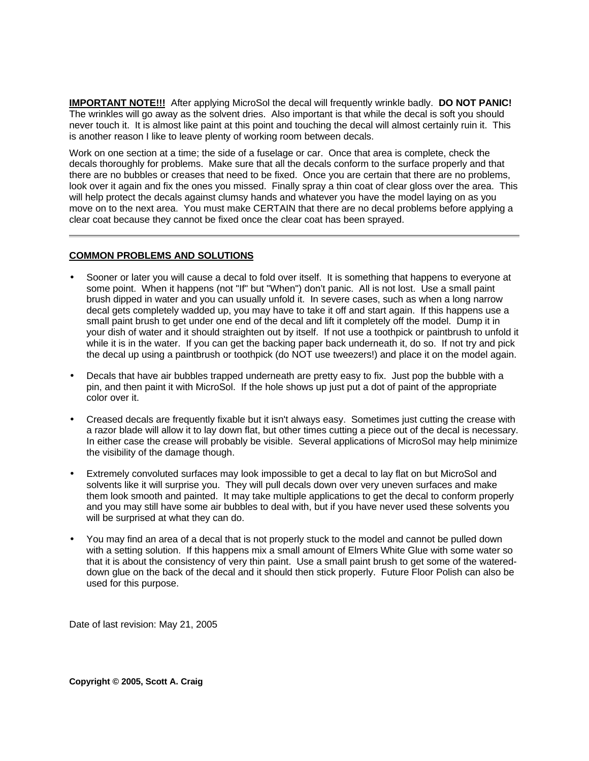**IMPORTANT NOTE!!!** After applying MicroSol the decal will frequently wrinkle badly. **DO NOT PANIC!** The wrinkles will go away as the solvent dries. Also important is that while the decal is soft you should never touch it. It is almost like paint at this point and touching the decal will almost certainly ruin it. This is another reason I like to leave plenty of working room between decals.

Work on one section at a time; the side of a fuselage or car. Once that area is complete, check the decals thoroughly for problems. Make sure that all the decals conform to the surface properly and that there are no bubbles or creases that need to be fixed. Once you are certain that there are no problems, look over it again and fix the ones you missed. Finally spray a thin coat of clear gloss over the area. This will help protect the decals against clumsy hands and whatever you have the model laying on as you move on to the next area. You must make CERTAIN that there are no decal problems before applying a clear coat because they cannot be fixed once the clear coat has been sprayed.

---

## COMMON PROBLEMS AND SOLUTIONS

- Sooner or later you will cause a decal to fold over itself. It is something that happens to everyone at some point. When it happens (not "If" but "When") don't panic. All is not lost. Use a small paint brush dipped in water and you can usually unfold it. In severe cases, such as when a long narrow decal gets completely wadded up, you may have to take it off and start again. If this happens use a small paint brush to get under one end of the decal and lift it completely off the model. Dump it in your dish of water and it should straighten out by itself. If not use a toothpick or paintbrush to unfold it while it is in the water. If you can get the backing paper back underneath it, do so. If not try and pick the decal up using a paintbrush or toothpick (do NOT use tweezers!) and place it on the model again.
- Decals that have air bubbles trapped underneath are pretty easy to fix. Just pop the bubble with a pin, and then paint it with MicroSol. If the hole shows up just put a dot of paint of the appropriate color over it.
- Creased decals are frequently fixable but it isn't always easy. Sometimes just cutting the crease with a razor blade will allow it to lay down flat, but other times cutting a piece out of the decal is necessary. In either case the crease will probably be visible. Several applications of MicroSol may help minimize the visibility of the damage though.
- Extremely convoluted surfaces may look impossible to get a decal to lay flat on but MicroSol and solvents like it will surprise you. They will pull decals down over very uneven surfaces and make them look smooth and painted. It may take multiple applications to get the decal to conform properly and you may still have some air bubbles to deal with, but if you have never used these solvents you will be surprised at what they can do.
- You may find an area of a decal that is not properly stuck to the model and cannot be pulled down with a setting solution. If this happens mix a small amount of Elmers White Glue with some water so that it is about the consistency of very thin paint. Use a small paint brush to get some of the watered-down glue on the back of the decal and it should then stick properly. Future Floor Polish can also be used for this purpose.

Date of last revision: May 21, 2005

**Copyright © 2005, Scott A. Craig**